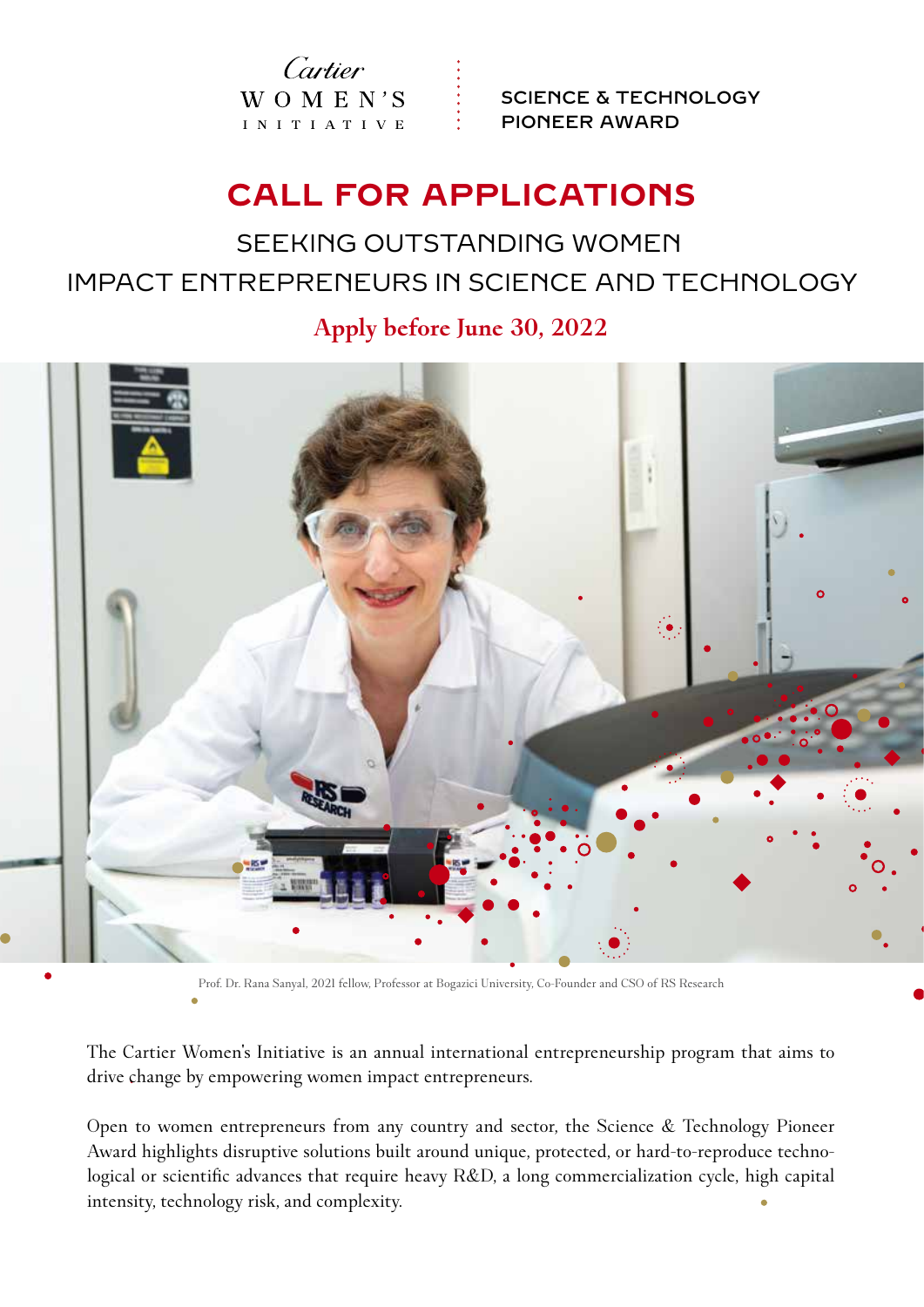Cartier WOMEN'S INITIATIVE

SCIENCE & TECHNOLOGY PIONEER AWARD

# CALL FOR APPLICATIONS

## SEEKING OUTSTANDING WOMEN IMPACT ENTREPRENEURS IN SCIENCE AND TECHNOLOGY

**Apply before June 30, 2022**

Prof. Dr. Rana Sanyal, 2021 fellow, Professor at Bogazici University, Co-Founder and CSO of RS Research

The Cartier Women's Initiative is an annual international entrepreneurship program that aims to drive change by empowering women impact entrepreneurs.

Open to women entrepreneurs from any country and sector, the Science & Technology Pioneer Award highlights disruptive solutions built around unique, protected, or hard-to-reproduce technological or scientific advances that require heavy R&D, a long commercialization cycle, high capital intensity, technology risk, and complexity.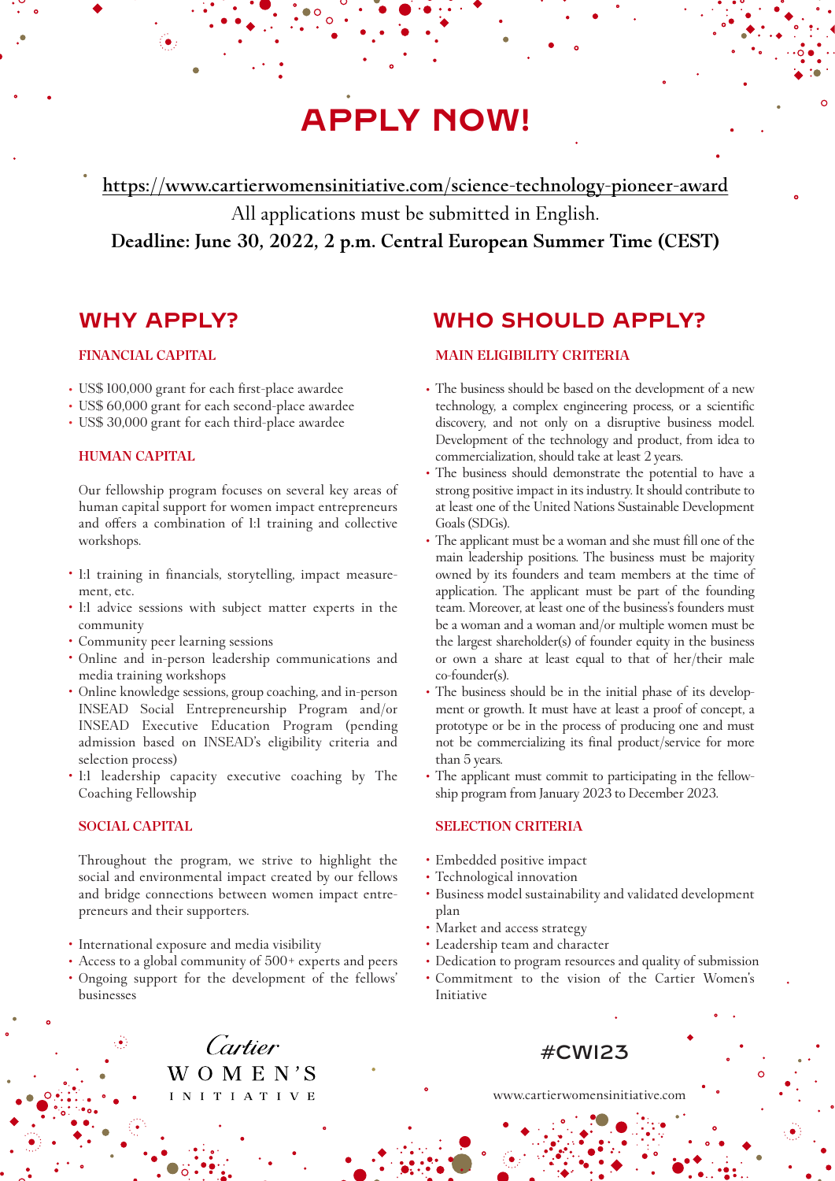# APPLY NOW!

https://www.cartierwomensinitiative.com/science-technology-pioneer-award

All applications must be submitted in English.

**Deadline: June 30, 2022, 2 p.m. Central European Summer Time (CEST)**

## WHY APPLY?

### FINANCIAL CAPITAL

- US$ 100,000 grant for each first-place awardee
- US$ 60,000 grant for each second-place awardee
- US$ 30,000 grant for each third-place awardee

### HUMAN CAPITAL

Our fellowship program focuses on several key areas of human capital support for women impact entrepreneurs and offers a combination of 1:1 training and collective workshops.

- 1:1 training in financials, storytelling, impact measurement, etc.
- 1:1 advice sessions with subject matter experts in the community
- Community peer learning sessions
- Online and in-person leadership communications and media training workshops
- Online knowledge sessions, group coaching, and in-person INSEAD Social Entrepreneurship Program and/or INSEAD Executive Education Program (pending admission based on INSEAD's eligibility criteria and selection process)
- 1:1 leadership capacity executive coaching by The Coaching Fellowship

### SOCIAL CAPITAL

Throughout the program, we strive to highlight the social and environmental impact created by our fellows and bridge connections between women impact entrepreneurs and their supporters.

- International exposure and media visibility
- Access to a global community of 500+ experts and peers
- Ongoing support for the development of the fellows' businesses

## WHO SHOULD APPLY?

### MAIN ELIGIBILITY CRITERIA

- The business should be based on the development of a new technology, a complex engineering process, or a scientific discovery, and not only on a disruptive business model. Development of the technology and product, from idea to commercialization, should take at least 2 years.
- The business should demonstrate the potential to have a strong positive impact in its industry. It should contribute to at least one of the United Nations Sustainable Development Goals (SDGs).
- The applicant must be a woman and she must fill one of the main leadership positions. The business must be majority owned by its founders and team members at the time of application. The applicant must be part of the founding team. Moreover, at least one of the business's founders must be a woman and a woman and/or multiple women must be the largest shareholder(s) of founder equity in the business or own a share at least equal to that of her/their male co-founder(s).
- The business should be in the initial phase of its development or growth. It must have at least a proof of concept, a prototype or be in the process of producing one and must not be commercializing its final product/service for more than 5 years.
- The applicant must commit to participating in the fellowship program from January 2023 to December 2023.

### SELECTION CRITERIA

- Embedded positive impact
- Technological innovation
- Business model sustainability and validated development plan
- Market and access strategy
- Leadership team and character
- Dedication to program resources and quality of submission
- Commitment to the vision of the Cartier Women's Initiative

Cartier WOMEN'S INITIATIVE

#CWI23

www.cartierwomensinitiative.com